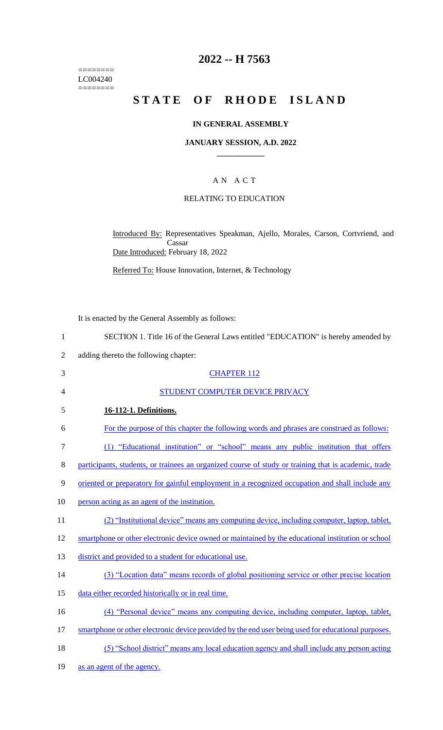========
LC004240
========

# 2022 -- H 7563

# STATE OF RHODE ISLAND

## IN GENERAL ASSEMBLY

### JANUARY SESSION, A.D. 2022

## A N A C T

### RELATING TO EDUCATION

Introduced By: Representatives Speakman, Ajello, Morales, Carson, Cortvriend, and Cassar

Date Introduced: February 18, 2022

Referred To: House Innovation, Internet, & Technology

It is enacted by the General Assembly as follows:

SECTION 1. Title 16 of the General Laws entitled "EDUCATION" is hereby amended by adding thereto the following chapter:

CHAPTER 112

STUDENT COMPUTER DEVICE PRIVACY

**16-112-1. Definitions.**

For the purpose of this chapter the following words and phrases are construed as follows:

(1) "Educational institution" or "school" means any public institution that offers participants, students, or trainees an organized course of study or training that is academic, trade oriented or preparatory for gainful employment in a recognized occupation and shall include any person acting as an agent of the institution.

(2) "Institutional device" means any computing device, including computer, laptop, tablet, smartphone or other electronic device owned or maintained by the educational institution or school district and provided to a student for educational use.

(3) "Location data" means records of global positioning service or other precise location data either recorded historically or in real time.

(4) "Personal device" means any computing device, including computer, laptop, tablet, smartphone or other electronic device provided by the end user being used for educational purposes.

(5) "School district" means any local education agency and shall include any person acting as an agent of the agency.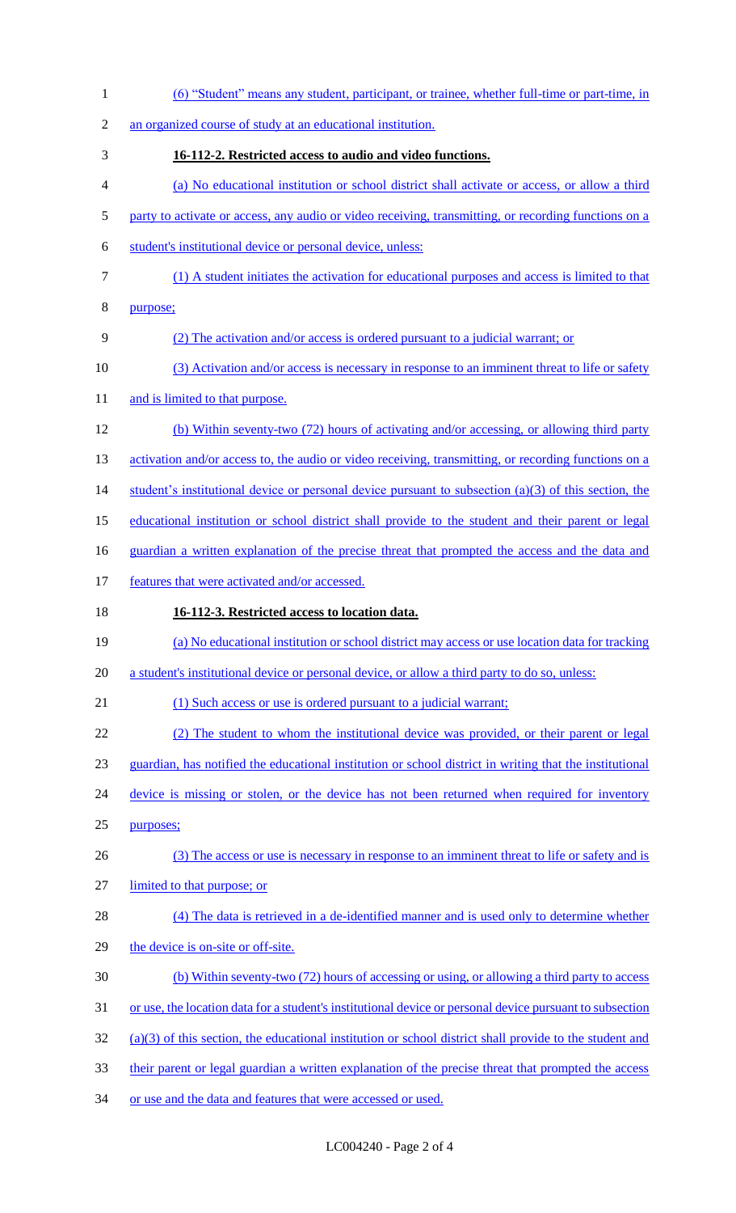(6) "Student" means any student, participant, or trainee, whether full-time or part-time, in an organized course of study at an educational institution.

**16-112-2. Restricted access to audio and video functions.**

(a) No educational institution or school district shall activate or access, or allow a third party to activate or access, any audio or video receiving, transmitting, or recording functions on a student's institutional device or personal device, unless:

(1) A student initiates the activation for educational purposes and access is limited to that purpose;

(2) The activation and/or access is ordered pursuant to a judicial warrant; or

(3) Activation and/or access is necessary in response to an imminent threat to life or safety and is limited to that purpose.

(b) Within seventy-two (72) hours of activating and/or accessing, or allowing third party activation and/or access to, the audio or video receiving, transmitting, or recording functions on a student's institutional device or personal device pursuant to subsection (a)(3) of this section, the educational institution or school district shall provide to the student and their parent or legal guardian a written explanation of the precise threat that prompted the access and the data and features that were activated and/or accessed.

**16-112-3. Restricted access to location data.**

(a) No educational institution or school district may access or use location data for tracking a student's institutional device or personal device, or allow a third party to do so, unless:

(1) Such access or use is ordered pursuant to a judicial warrant;

(2) The student to whom the institutional device was provided, or their parent or legal guardian, has notified the educational institution or school district in writing that the institutional device is missing or stolen, or the device has not been returned when required for inventory purposes;

(3) The access or use is necessary in response to an imminent threat to life or safety and is limited to that purpose; or

(4) The data is retrieved in a de-identified manner and is used only to determine whether the device is on-site or off-site.

(b) Within seventy-two (72) hours of accessing or using, or allowing a third party to access or use, the location data for a student's institutional device or personal device pursuant to subsection (a)(3) of this section, the educational institution or school district shall provide to the student and their parent or legal guardian a written explanation of the precise threat that prompted the access or use and the data and features that were accessed or used.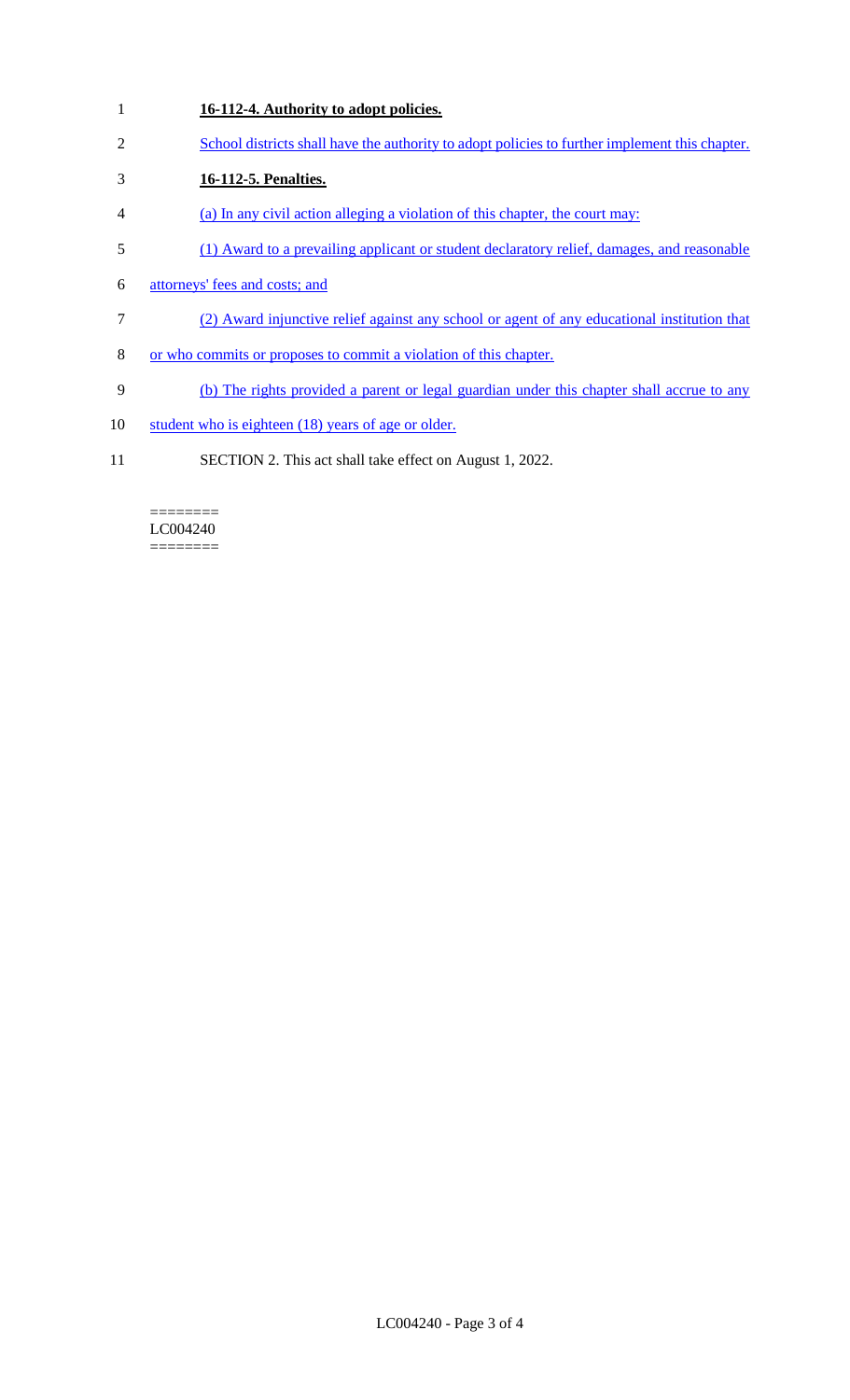**16-112-4. Authority to adopt policies.**

School districts shall have the authority to adopt policies to further implement this chapter.

**16-112-5. Penalties.**

(a) In any civil action alleging a violation of this chapter, the court may:

(1) Award to a prevailing applicant or student declaratory relief, damages, and reasonable attorneys' fees and costs; and

(2) Award injunctive relief against any school or agent of any educational institution that or who commits or proposes to commit a violation of this chapter.

(b) The rights provided a parent or legal guardian under this chapter shall accrue to any student who is eighteen (18) years of age or older.

SECTION 2. This act shall take effect on August 1, 2022.

========
LC004240
========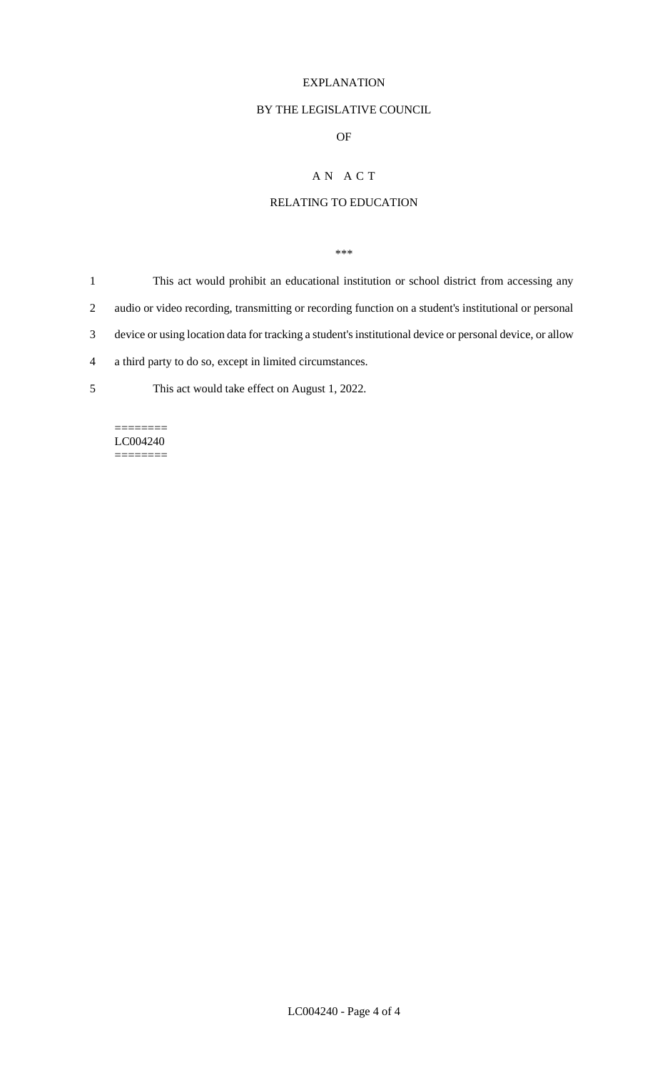EXPLANATION

BY THE LEGISLATIVE COUNCIL

OF

A N A C T

RELATING TO EDUCATION

\*\*\*

1 This act would prohibit an educational institution or school district from accessing any
2 audio or video recording, transmitting or recording function on a student's institutional or personal
3 device or using location data for tracking a student's institutional device or personal device, or allow
4 a third party to do so, except in limited circumstances.
5 This act would take effect on August 1, 2022.

========
LC004240
========